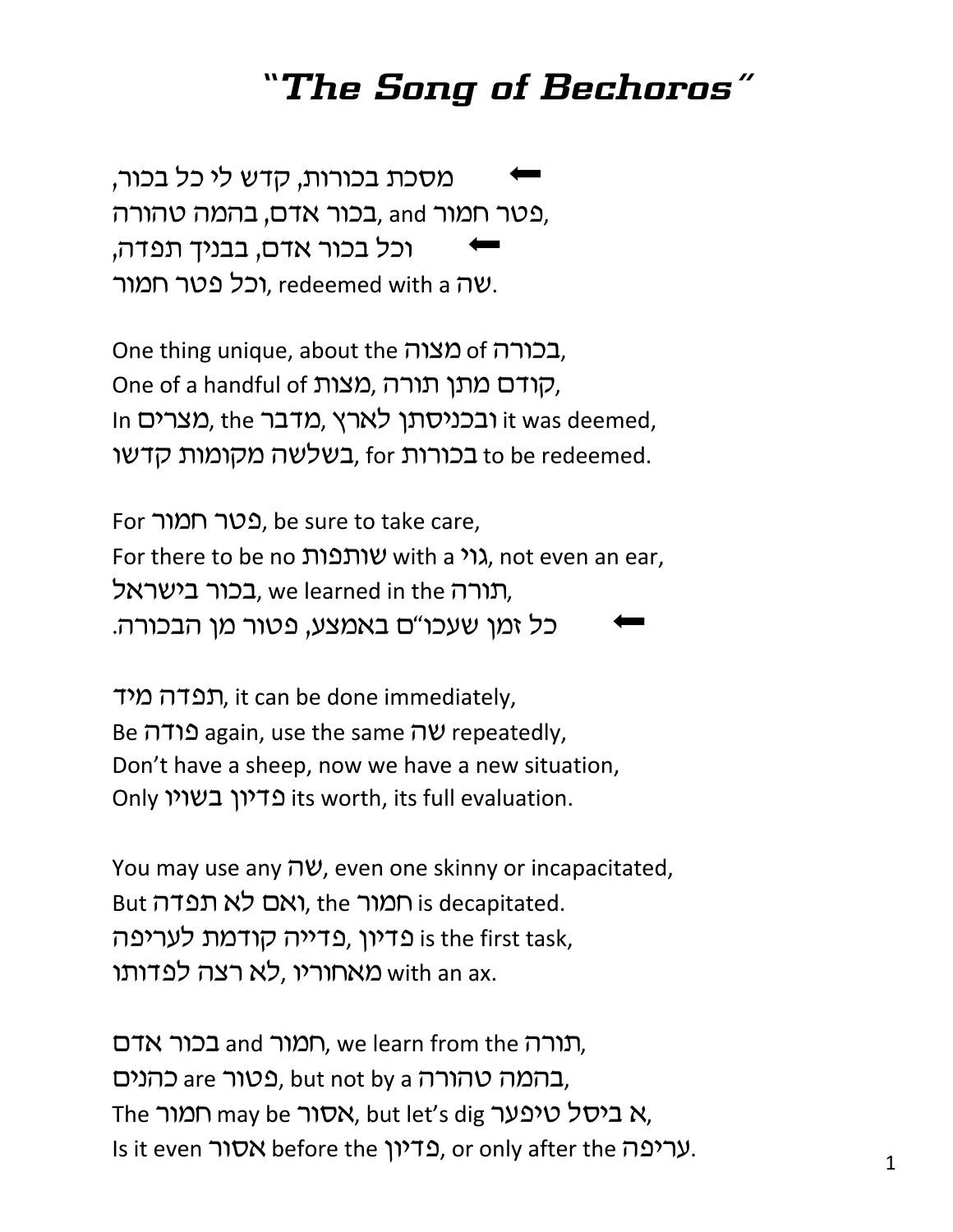# "The Song of Bechoros"

⬅ מסכת בכורות, קדש לי כל בכור,
בכור אדם, בהמה טהורה, and פטר חמור,
⬅ וכל בכור אדם, בבניך תפדה,
וכל פטר חמור, redeemed with a שה.

One thing unique, about the מצוה of בכורה,
One of a handful of מצות, קודם מתן תורה,
In מצרים, the מדבר, ובכניסתן לארץ it was deemed,
בשלשה מקומות קדשו, for בכורות to be redeemed.

For פטר חמור, be sure to take care,
For there to be no שותפות with a גוי, not even an ear,
בכור בישראל, we learned in the תורה,
⬅ כל זמן שעכו"ם באמצע, פטור מן הבכורה.

תפדה מיד, it can be done immediately,
Be פודה again, use the same שה repeatedly,
Don't have a sheep, now we have a new situation,
Only פדיון בשויו its worth, its full evaluation.

You may use any שה, even one skinny or incapacitated,
But ואם לא תפדה, the חמור is decapitated.
פדיון, פדייה קודמת לעריפה is the first task,
מאחוריו, לא רצה לפדותו with an ax.

בכור אדם and חמור, we learn from the תורה,
כהנים are פטור, but not by a בהמה טהורה,
The חמור may be אסור, but let's dig א ביסל טיפער,
Is it even אסור before the פדיון, or only after the עריפה.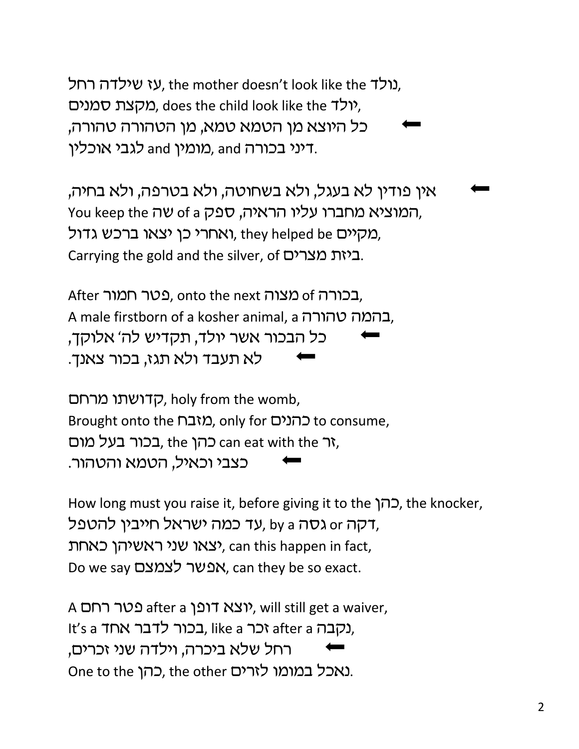עז שילדה רחל, the mother doesn't look like the נולד,
מקצת סמנים, does the child look like the יולד,
⬅ כל היוצא מן הטמא טמא, מן הטהורה טהורה,
דיני בכורה and מומין and לגבי אוכלין.

⬅ אין פודין לא בעגל, ולא בשחוטה, ולא בטרפה, ולא בחיה,
You keep the שה of a ספק, המוציא מחברו עליו הראיה,
ואחרי כן יצאו ברכש גדול, they helped be מקיים,
Carrying the gold and the silver, of ביזת מצרים.

After פטר חמור, onto the next מצוה of בכורה,
A male firstborn of a kosher animal, a בהמה טהורה,
⬅ כל הבכור אשר יולד, תקדיש לה' אלוקך,
⬅ לא תעבד ולא תגז, בכור צאנך.

קדושתו מרחם, holy from the womb,
Brought onto the מזבח, only for כהנים to consume,
בכור בעל מום, the כהן can eat with the זר,
⬅ כצבי וכאיל, הטמא והטהור.

How long must you raise it, before giving it to the כהן, the knocker,
עד כמה ישראל חייבין להטפל, by a גסה or דקה,
יצאו שני ראשיהן כאחת, can this happen in fact,
Do we say אפשר לצמצם, can they be so exact.

A פטר רחם after a יוצא דופן, will still get a waiver,
It's a בכור לדבר אחד, like a זכר after a נקבה,
⬅ רחל שלא ביכרה, וילדה שני זכרים,
One to the כהן, the other נאכל במומו לזרים.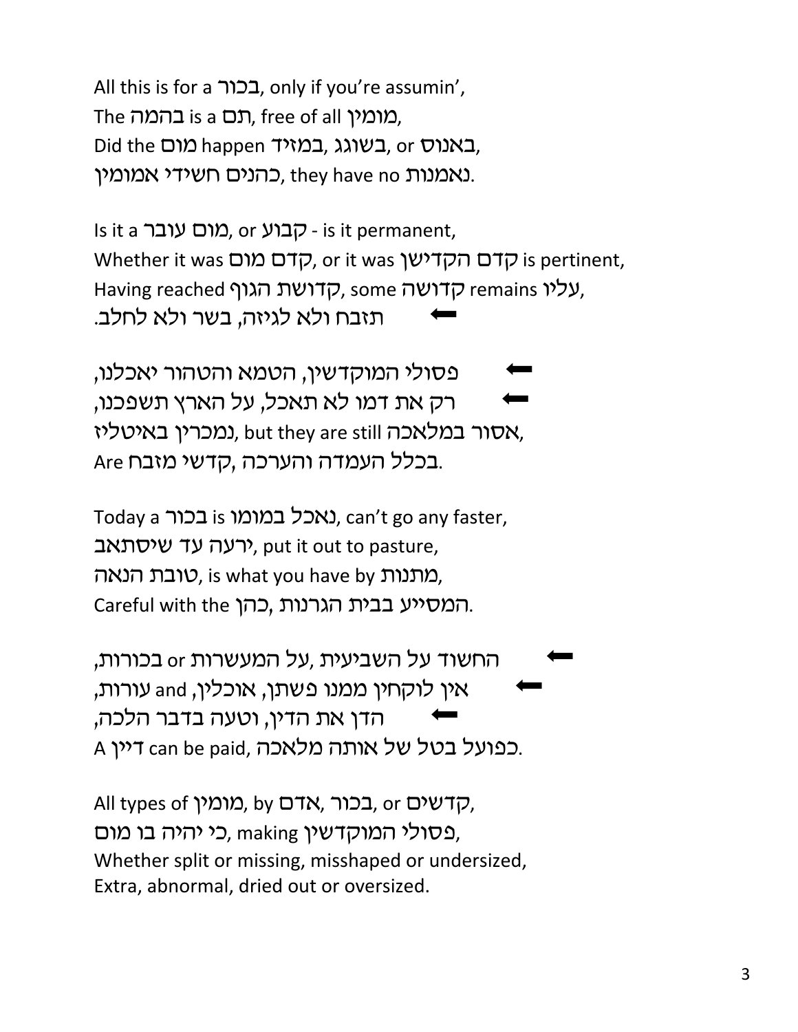All this is for a בכור, only if you're assumin',
The בהמה is a תם, free of all מומין,
Did the מום happen בשוגג, במזיד, or באנוס,
כהנים חשידי אמומין, they have no נאמנות.

Is it a מום עובר, or קבוע - is it permanent,
Whether it was קדם מום, or it was קדם הקדישן is pertinent,
Having reached קדושת הגוף, some קדושה remains עליו,
⬅ תזבח ולא לגיזה, בשר ולא לחלב.

⬅ פסולי המוקדשין, הטמא והטהור יאכלנו,
⬅ רק את דמו לא תאכל, על הארץ תשפכנו,
נמכרין באיטליז, but they are still אסור במלאכה,
Are קדשי מזבח, בכלל העמדה והערכה.

Today a בכור is נאכל במומו, can't go any faster,
ירעה עד שיסתאב, put it out to pasture,
טובת הנאה, is what you have by מתנות,
Careful with the כהן, המסייע בבית הגרנות.

⬅ החשוד על השביעית, על המעשרות or בכורות,
⬅ אין לוקחין ממנו פשתן, אוכלין, and עורות,
⬅ הדן את הדין, וטעה בדבר הלכה,
A דיין can be paid, כפועל בטל של אותה מלאכה.

All types of מומין, by אדם, בכור, or קדשים,
כי יהיה בו מום, making פסולי המוקדשין,
Whether split or missing, misshaped or undersized,
Extra, abnormal, dried out or oversized.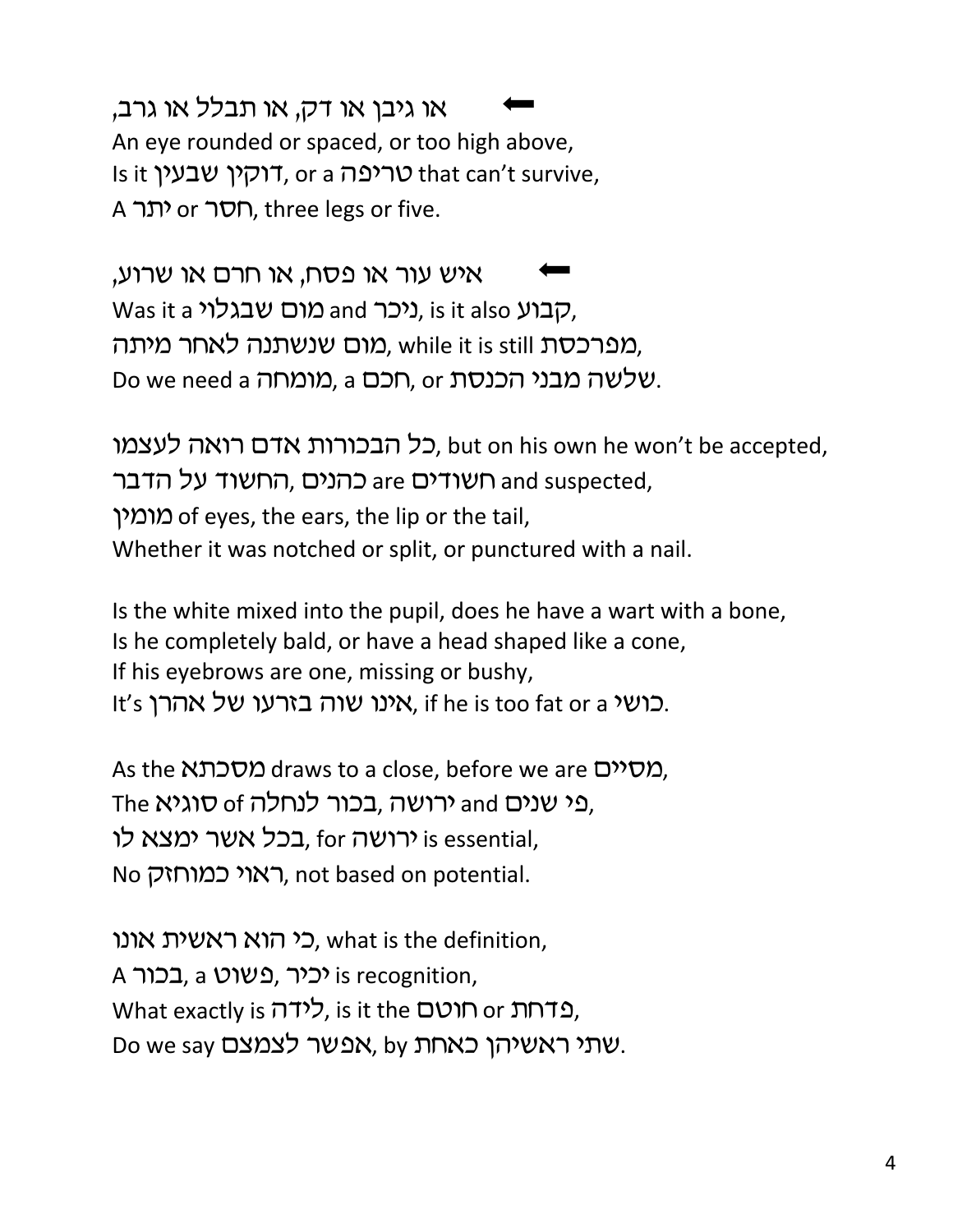⬅ או גיבן או דק, או תבלל או גרב,
An eye rounded or spaced, or too high above,
Is it דוקין שבעין, or a טריפה that can't survive,
A יתר or חסר, three legs or five.

⬅ איש עור או פסח, או חרם או שרוע,
Was it a מום שבגלוי and ניכר, is it also קבוע,
מום שנשתנה לאחר מיתה, while it is still מפרכסת,
Do we need a מומחה, a חכם, or שלשה מבני הכנסת.

כל הבכורות אדם רואה לעצמו, but on his own he won't be accepted,
החשוד על הדבר, כהנים are חשודים and suspected,
מומין of eyes, the ears, the lip or the tail,
Whether it was notched or split, or punctured with a nail.

Is the white mixed into the pupil, does he have a wart with a bone,
Is he completely bald, or have a head shaped like a cone,
If his eyebrows are one, missing or bushy,
It's אינו שוה בזרעו של אהרן, if he is too fat or a כושי.

As the מסכתא draws to a close, before we are מסיים,
The סוגיא of בכור לנחלה, ירושה and פי שנים,
בכל אשר ימצא לו, for ירושה is essential,
No ראוי כמוחזק, not based on potential.

כי הוא ראשית אונו, what is the definition,
A בכור, a פשוט, יכיר is recognition,
What exactly is לידה, is it the חוטם or פדחת,
Do we say אפשר לצמצם, by שתי ראשיהן כאחת.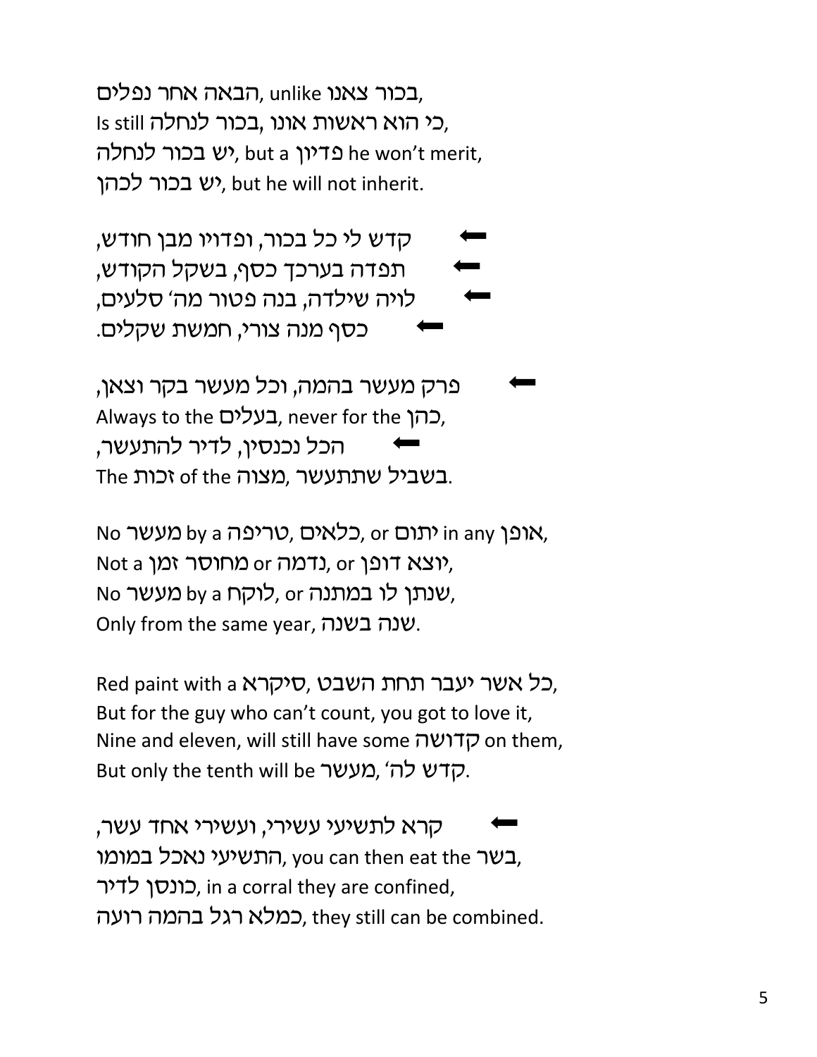בכור צאנו, unlike הבאה אחר נפלים,
Is still כי הוא ראשות אונו, בכור לנחלה,
יש בכור לנחלה, but a פדיון he won't merit,
יש בכור לכהן, but he will not inherit.

⬅ קדש לי כל בכור, ופדויו מבן חודש,
⬅ תפדה בערכך כסף, בשקל הקודש,
⬅ לויה שילדה, בנה פטור מה' סלעים,
⬅ כסף מנה צורי, חמשת שקלים.

⬅ פרק מעשר בהמה, וכל מעשר בקר וצאן,
Always to the בעלים, never for the כהן,
⬅ הכל נכנסין, לדיר להתעשר,
The זכות of the מצוה, בשביל שתתעשר.

No מעשר by a טריפה, כלאים, or יתום in any אופן,
Not a מחוסר זמן or נדמה, or יוצא דופן,
No מעשר by a לוקח, or שנתן לו במתנה,
Only from the same year, שנה בשנה.

Red paint with a סיקרא, כל אשר יעבר תחת השבט,
But for the guy who can't count, you got to love it,
Nine and eleven, will still have some קדושה on them,
But only the tenth will be מעשר, קדש לה'.

⬅ קרא לתשיעי עשירי, ועשירי אחד עשר,
התשיעי נאכל במומו, you can then eat the בשר,
כונסן לדיר, in a corral they are confined,
כמלא רגל בהמה רועה, they still can be combined.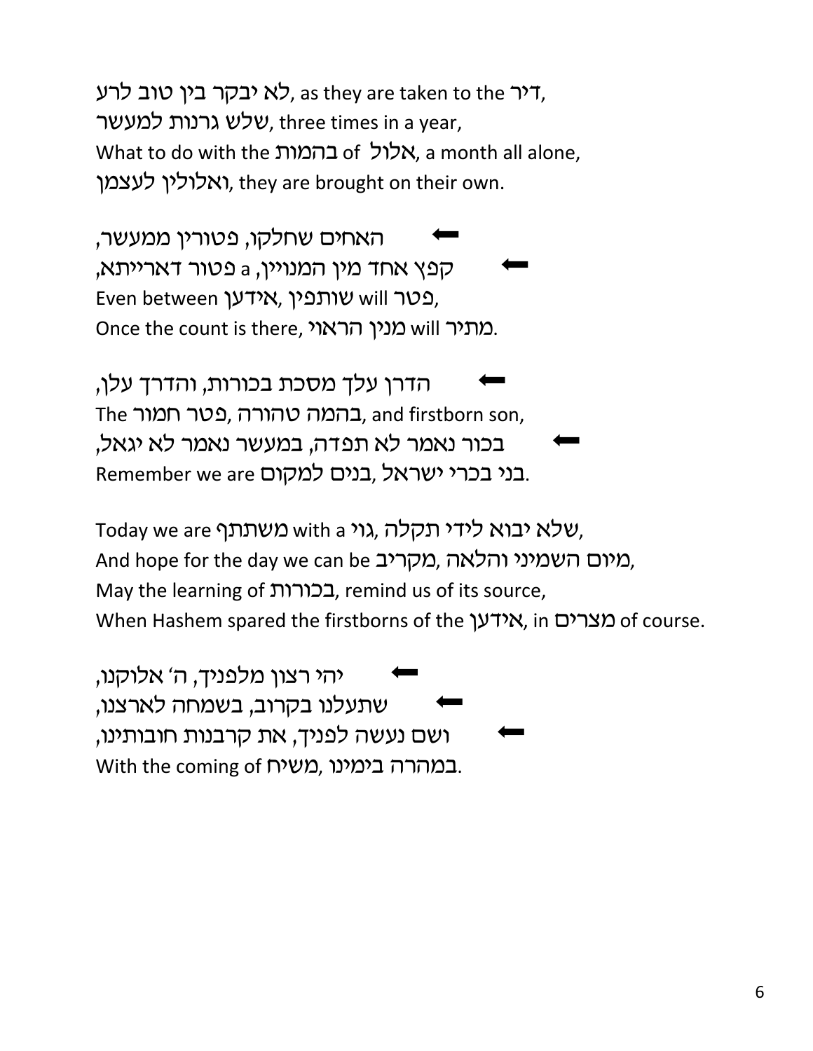לא יבקר בין טוב לרע, as they are taken to the דיר,
שלש גרנות למעשר, three times in a year,
What to do with the בהמות of אלול, a month all alone,
ואלולין לעצמן, they are brought on their own.

⬅ האחים שחלקו, פטורין ממעשר,
⬅ קפץ אחד מין המנויין, a פטור דארייתא,
Even between שותפין, אידען will פטר,
Once the count is there, מנין הראוי will מתיר.

⬅ הדרן עלך מסכת בכורות, והדרך עלן,
The בהמה טהורה, פטר חמור, and firstborn son,
⬅ בכור נאמר לא תפדה, במעשר נאמר לא יגאל,
Remember we are בנים למקום, בני בכרי ישראל.

Today we are משתתף with a גוי, שלא יבוא לידי תקלה,
And hope for the day we can be מקריב, מיום השמיני והלאה,
May the learning of בכורות, remind us of its source,
When Hashem spared the firstborns of the אידען, in מצרים of course.

⬅ יהי רצון מלפניך, ה' אלוקנו,
⬅ שתעלנו בקרוב, בשמחה לארצנו,
⬅ ושם נעשה לפניך, את קרבנות חובותינו,
With the coming of משיח, במהרה בימינו.